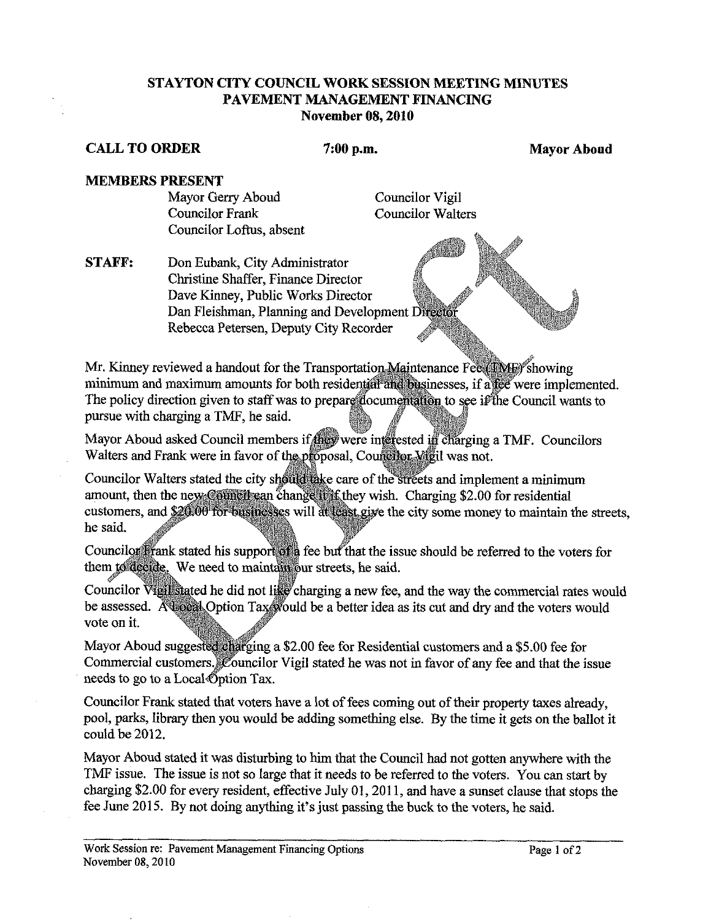**STAYTON CITY COUNCIL WORK SESSION MEETING MINUTES**
**PAVEMENT MANAGEMENT FINANCING**
**November 08, 2010**

**CALL TO ORDER** **7:00 p.m.** **Mayor Aboud**

**MEMBERS PRESENT**

Mayor Gerry Aboud
Councilor Frank
Councilor Loftus, absent
Councilor Vigil
Councilor Walters

**STAFF:**
Don Eubank, City Administrator
Christine Shaffer, Finance Director
Dave Kinney, Public Works Director
Dan Fleishman, Planning and Development Director
Rebecca Petersen, Deputy City Recorder

Mr. Kinney reviewed a handout for the Transportation Maintenance Fee (TMF) showing minimum and maximum amounts for both residential and businesses, if a fee were implemented. The policy direction given to staff was to prepare documentation to see if the Council wants to pursue with charging a TMF, he said.

Mayor Aboud asked Council members if they were interested in charging a TMF. Councilors Walters and Frank were in favor of the proposal, Councilor Vigil was not.

Councilor Walters stated the city should take care of the streets and implement a minimum amount, then the new Council can change it if they wish. Charging $2.00 for residential customers, and $20.00 for businesses will at least give the city some money to maintain the streets, he said.

Councilor Frank stated his support of a fee but that the issue should be referred to the voters for them to decide. We need to maintain our streets, he said.

Councilor Vigil stated he did not like charging a new fee, and the way the commercial rates would be assessed. A Local Option Tax would be a better idea as its cut and dry and the voters would vote on it.

Mayor Aboud suggested charging a $2.00 fee for Residential customers and a $5.00 fee for Commercial customers. Councilor Vigil stated he was not in favor of any fee and that the issue needs to go to a Local Option Tax.

Councilor Frank stated that voters have a lot of fees coming out of their property taxes already, pool, parks, library then you would be adding something else. By the time it gets on the ballot it could be 2012.

Mayor Aboud stated it was disturbing to him that the Council had not gotten anywhere with the TMF issue. The issue is not so large that it needs to be referred to the voters. You can start by charging $2.00 for every resident, effective July 01, 2011, and have a sunset clause that stops the fee June 2015. By not doing anything it's just passing the buck to the voters, he said.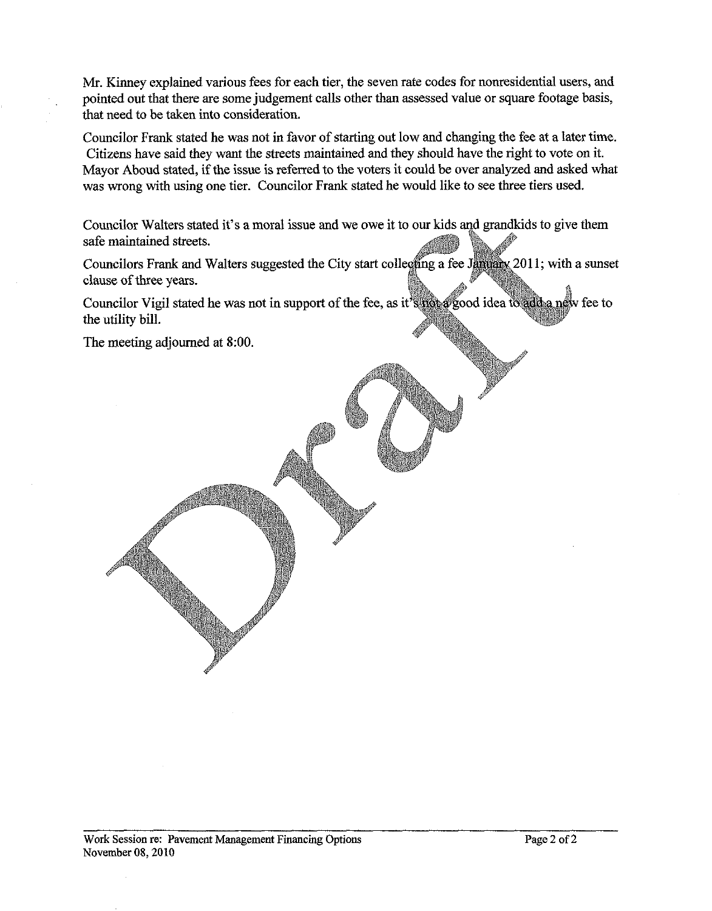Mr. Kinney explained various fees for each tier, the seven rate codes for nonresidential users, and pointed out that there are some judgement calls other than assessed value or square footage basis, that need to be taken into consideration.

Councilor Frank stated he was not in favor of starting out low and changing the fee at a later time. Citizens have said they want the streets maintained and they should have the right to vote on it. Mayor Aboud stated, if the issue is referred to the voters it could be over analyzed and asked what was wrong with using one tier. Councilor Frank stated he would like to see three tiers used.

Councilor Walters stated it's a moral issue and we owe it to our kids and grandkids to give them safe maintained streets.

Councilors Frank and Walters suggested the City start collecting a fee January 2011; with a sunset clause of three years.

Councilor Vigil stated he was not in support of the fee, as it's not a good idea to add a new fee to the utility bill.

The meeting adjourned at 8:00.

Work Session re: Pavement Management Financing Options
November 08, 2010